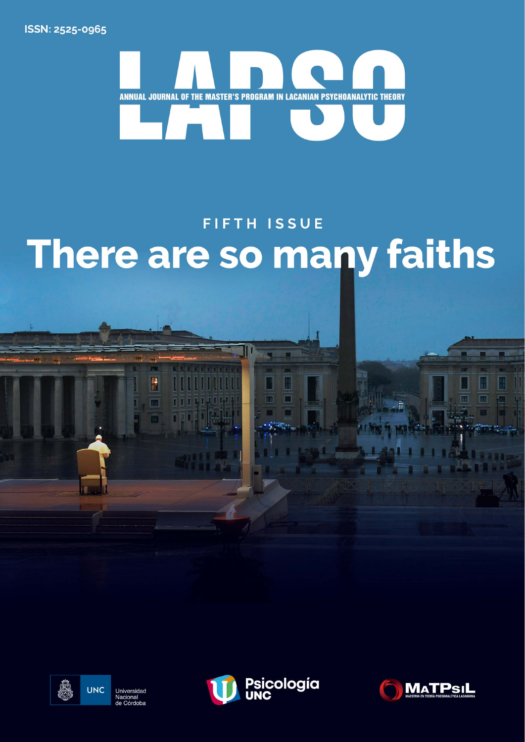ISSN: 2525-0965

# LAPSO

ANNUAL JOURNAL OF THE MASTER'S PROGRAM IN LACANIAN PSYCHOANALYTIC THEORY

FIFTH ISSUE

## There are so many faiths

UNC Universidad Nacional de Córdoba

Psicología UNC

MATPSIL MAESTRÍA EN TEORÍA PSICOANALÍTICA LACANIANA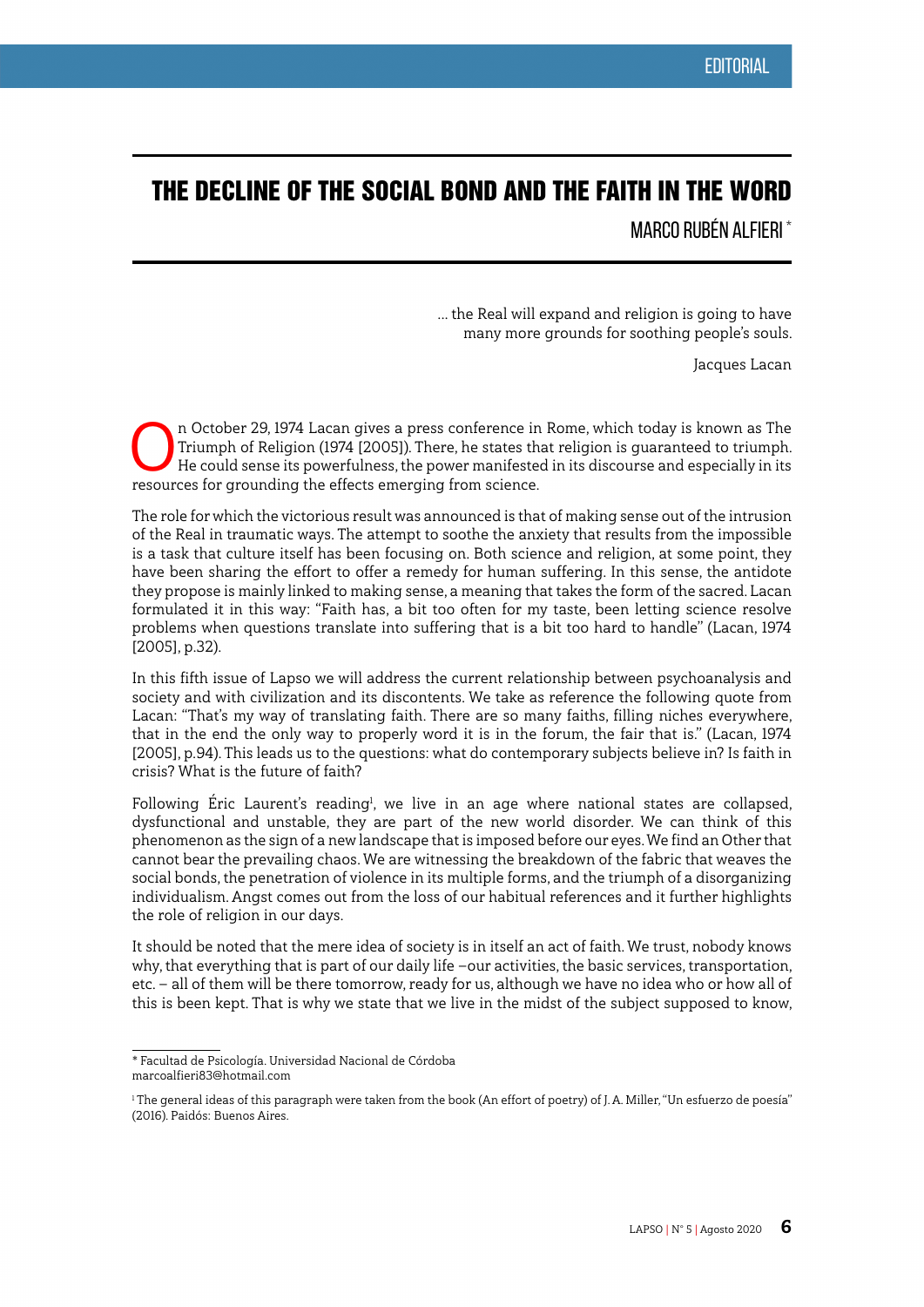EDITORIAL

# THE DECLINE OF THE SOCIAL BOND AND THE FAITH IN THE WORD

MARCO RUBÉN ALFIERI *

> ... the Real will expand and religion is going to have many more grounds for soothing people's souls.
>
> Jacques Lacan

On October 29, 1974 Lacan gives a press conference in Rome, which today is known as The Triumph of Religion (1974 [2005]). There, he states that religion is guaranteed to triumph. He could sense its powerfulness, the power manifested in its discourse and especially in its resources for grounding the effects emerging from science.

The role for which the victorious result was announced is that of making sense out of the intrusion of the Real in traumatic ways. The attempt to soothe the anxiety that results from the impossible is a task that culture itself has been focusing on. Both science and religion, at some point, they have been sharing the effort to offer a remedy for human suffering. In this sense, the antidote they propose is mainly linked to making sense, a meaning that takes the form of the sacred. Lacan formulated it in this way: "Faith has, a bit too often for my taste, been letting science resolve problems when questions translate into suffering that is a bit too hard to handle" (Lacan, 1974 [2005], p.32).

In this fifth issue of Lapso we will address the current relationship between psychoanalysis and society and with civilization and its discontents. We take as reference the following quote from Lacan: "That's my way of translating faith. There are so many faiths, filling niches everywhere, that in the end the only way to properly word it is in the forum, the fair that is." (Lacan, 1974 [2005], p.94). This leads us to the questions: what do contemporary subjects believe in? Is faith in crisis? What is the future of faith?

Following Éric Laurent's reading[1], we live in an age where national states are collapsed, dysfunctional and unstable, they are part of the new world disorder. We can think of this phenomenon as the sign of a new landscape that is imposed before our eyes. We find an Other that cannot bear the prevailing chaos. We are witnessing the breakdown of the fabric that weaves the social bonds, the penetration of violence in its multiple forms, and the triumph of a disorganizing individualism. Angst comes out from the loss of our habitual references and it further highlights the role of religion in our days.

It should be noted that the mere idea of society is in itself an act of faith. We trust, nobody knows why, that everything that is part of our daily life –our activities, the basic services, transportation, etc. – all of them will be there tomorrow, ready for us, although we have no idea who or how all of this is been kept. That is why we state that we live in the midst of the subject supposed to know,

---

* Facultad de Psicología. Universidad Nacional de Córdoba
marcoalfieri83@hotmail.com

[1] The general ideas of this paragraph were taken from the book (An effort of poetry) of J. A. Miller, "Un esfuerzo de poesía" (2016). Paidós: Buenos Aires.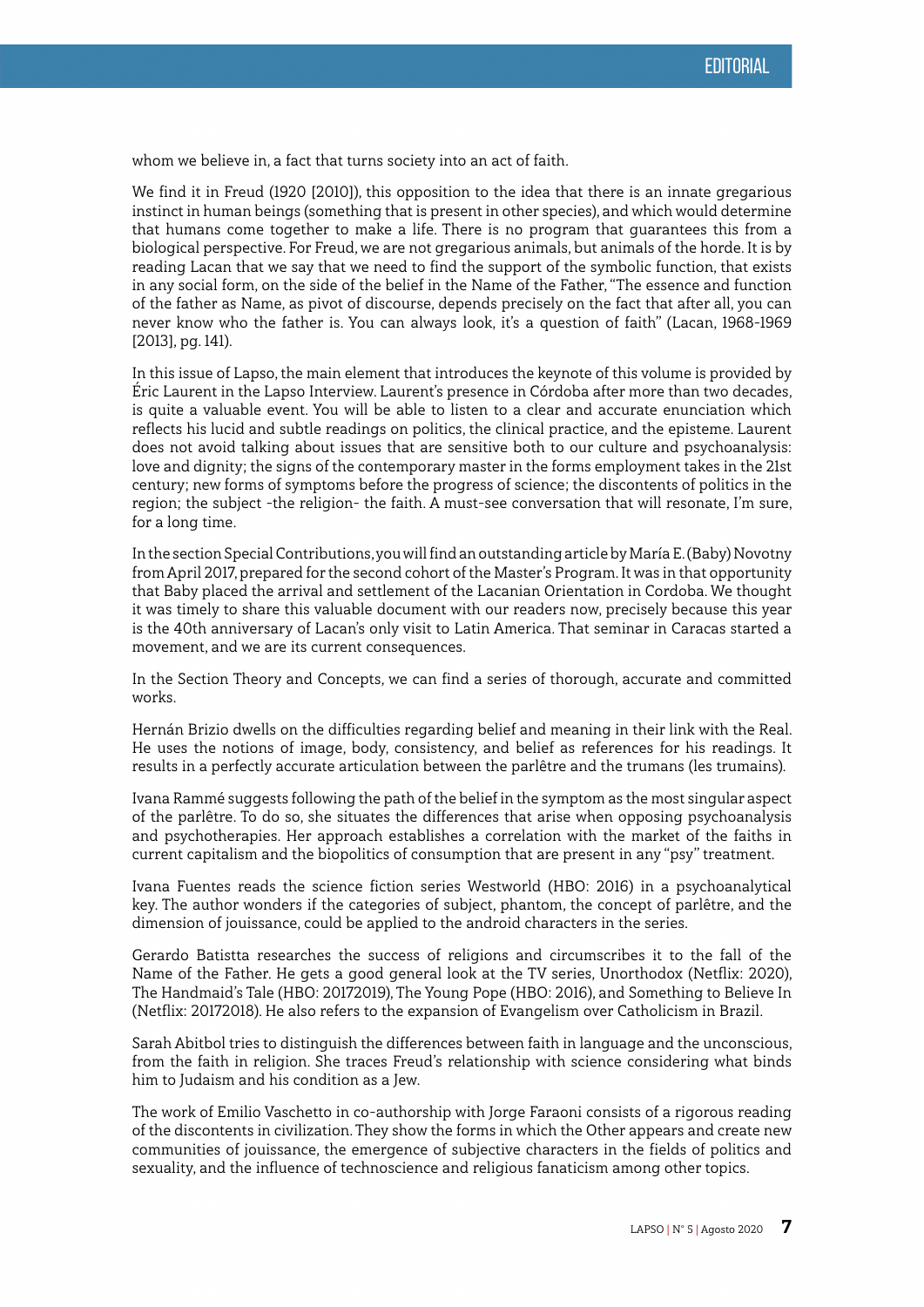whom we believe in, a fact that turns society into an act of faith.

We find it in Freud (1920 [2010]), this opposition to the idea that there is an innate gregarious instinct in human beings (something that is present in other species), and which would determine that humans come together to make a life. There is no program that guarantees this from a biological perspective. For Freud, we are not gregarious animals, but animals of the horde. It is by reading Lacan that we say that we need to find the support of the symbolic function, that exists in any social form, on the side of the belief in the Name of the Father, "The essence and function of the father as Name, as pivot of discourse, depends precisely on the fact that after all, you can never know who the father is. You can always look, it's a question of faith" (Lacan, 1968-1969 [2013], pg. 141).

In this issue of Lapso, the main element that introduces the keynote of this volume is provided by Éric Laurent in the Lapso Interview. Laurent's presence in Córdoba after more than two decades, is quite a valuable event. You will be able to listen to a clear and accurate enunciation which reflects his lucid and subtle readings on politics, the clinical practice, and the episteme. Laurent does not avoid talking about issues that are sensitive both to our culture and psychoanalysis: love and dignity; the signs of the contemporary master in the forms employment takes in the 21st century; new forms of symptoms before the progress of science; the discontents of politics in the region; the subject -the religion- the faith. A must-see conversation that will resonate, I'm sure, for a long time.

In the section Special Contributions, you will find an outstanding article by María E. (Baby) Novotny from April 2017, prepared for the second cohort of the Master's Program. It was in that opportunity that Baby placed the arrival and settlement of the Lacanian Orientation in Cordoba. We thought it was timely to share this valuable document with our readers now, precisely because this year is the 40th anniversary of Lacan's only visit to Latin America. That seminar in Caracas started a movement, and we are its current consequences.

In the Section Theory and Concepts, we can find a series of thorough, accurate and committed works.

Hernán Brizio dwells on the difficulties regarding belief and meaning in their link with the Real. He uses the notions of image, body, consistency, and belief as references for his readings. It results in a perfectly accurate articulation between the parlêtre and the trumans (les trumains).

Ivana Rammé suggests following the path of the belief in the symptom as the most singular aspect of the parlêtre. To do so, she situates the differences that arise when opposing psychoanalysis and psychotherapies. Her approach establishes a correlation with the market of the faiths in current capitalism and the biopolitics of consumption that are present in any "psy" treatment.

Ivana Fuentes reads the science fiction series Westworld (HBO: 2016) in a psychoanalytical key. The author wonders if the categories of subject, phantom, the concept of parlêtre, and the dimension of jouissance, could be applied to the android characters in the series.

Gerardo Batistta researches the success of religions and circumscribes it to the fall of the Name of the Father. He gets a good general look at the TV series, Unorthodox (Netflix: 2020), The Handmaid's Tale (HBO: 20172019), The Young Pope (HBO: 2016), and Something to Believe In (Netflix: 20172018). He also refers to the expansion of Evangelism over Catholicism in Brazil.

Sarah Abitbol tries to distinguish the differences between faith in language and the unconscious, from the faith in religion. She traces Freud's relationship with science considering what binds him to Judaism and his condition as a Jew.

The work of Emilio Vaschetto in co-authorship with Jorge Faraoni consists of a rigorous reading of the discontents in civilization. They show the forms in which the Other appears and create new communities of jouissance, the emergence of subjective characters in the fields of politics and sexuality, and the influence of technoscience and religious fanaticism among other topics.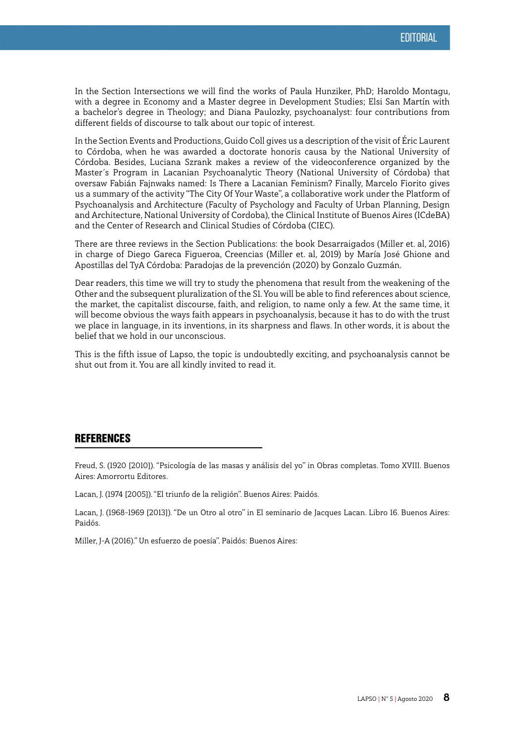In the Section Intersections we will find the works of Paula Hunziker, PhD; Haroldo Montagu, with a degree in Economy and a Master degree in Development Studies; Elsi San Martín with a bachelor's degree in Theology; and Diana Paulozky, psychoanalyst: four contributions from different fields of discourse to talk about our topic of interest.

In the Section Events and Productions, Guido Coll gives us a description of the visit of Éric Laurent to Córdoba, when he was awarded a doctorate honoris causa by the National University of Córdoba. Besides, Luciana Szrank makes a review of the videoconference organized by the Master´s Program in Lacanian Psychoanalytic Theory (National University of Córdoba) that oversaw Fabián Fajnwaks named: Is There a Lacanian Feminism? Finally, Marcelo Fiorito gives us a summary of the activity "The City Of Your Waste", a collaborative work under the Platform of Psychoanalysis and Architecture (Faculty of Psychology and Faculty of Urban Planning, Design and Architecture, National University of Cordoba), the Clinical Institute of Buenos Aires (ICdeBA) and the Center of Research and Clinical Studies of Córdoba (CIEC).

There are three reviews in the Section Publications: the book Desarraigados (Miller et. al, 2016) in charge of Diego Gareca Figueroa, Creencias (Miller et. al, 2019) by María José Ghione and Apostillas del TyA Córdoba: Paradojas de la prevención (2020) by Gonzalo Guzmán.

Dear readers, this time we will try to study the phenomena that result from the weakening of the Other and the subsequent pluralization of the S1. You will be able to find references about science, the market, the capitalist discourse, faith, and religion, to name only a few. At the same time, it will become obvious the ways faith appears in psychoanalysis, because it has to do with the trust we place in language, in its inventions, in its sharpness and flaws. In other words, it is about the belief that we hold in our unconscious.

This is the fifth issue of Lapso, the topic is undoubtedly exciting, and psychoanalysis cannot be shut out from it. You are all kindly invited to read it.

## REFERENCES

Freud, S. (1920 [2010]). "Psicología de las masas y análisis del yo" in Obras completas. Tomo XVIII. Buenos Aires: Amorrortu Editores.

Lacan, J. (1974 [2005]). "El triunfo de la religión". Buenos Aires: Paidós.

Lacan, J. (1968-1969 [2013]). "De un Otro al otro" in El seminario de Jacques Lacan. Libro 16. Buenos Aires: Paidós.

Miller, J-A (2016)." Un esfuerzo de poesía". Paidós: Buenos Aires: